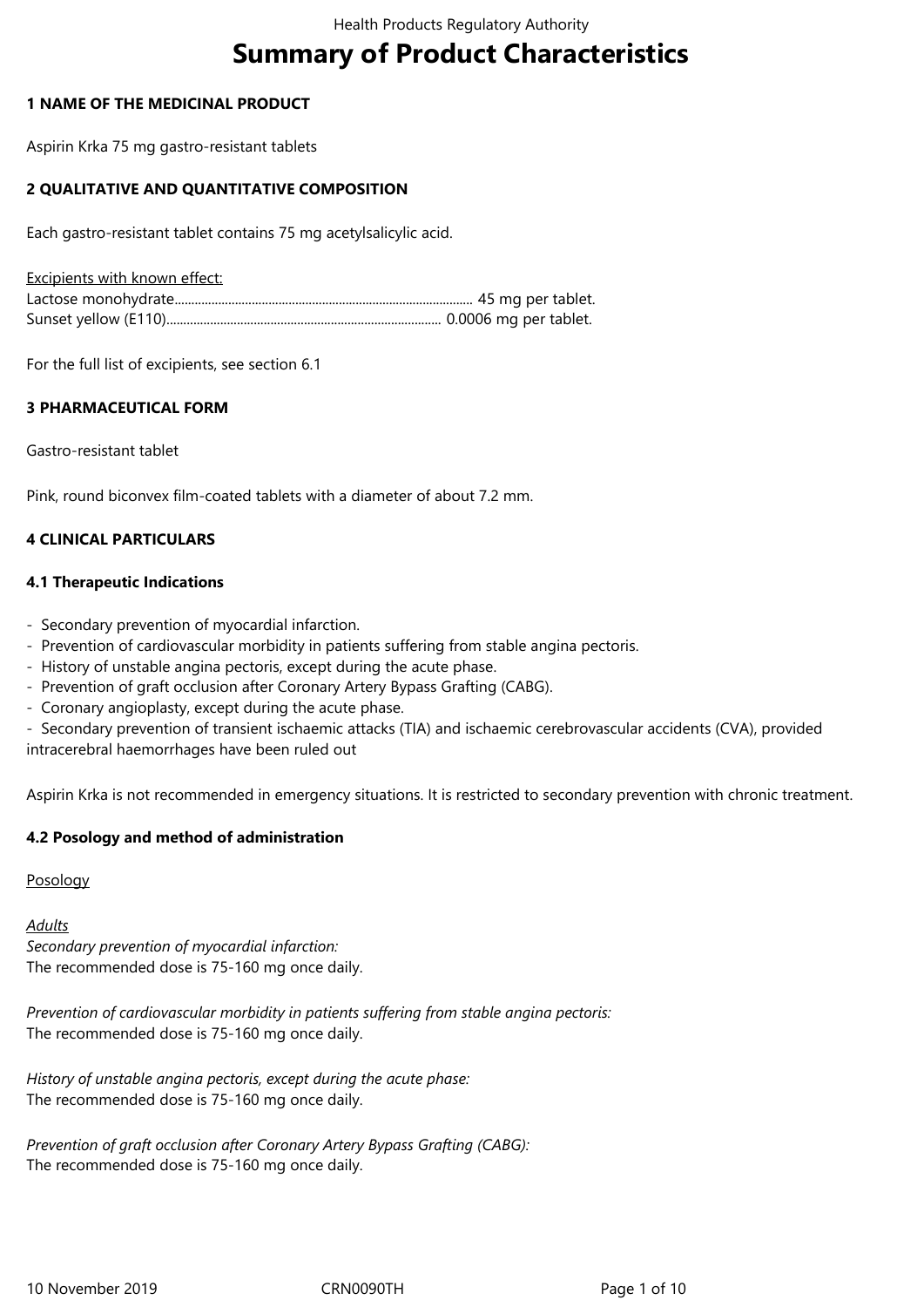# Summary of Product Characteristics

## 1 NAME OF THE MEDICINAL PRODUCT

Aspirin Krka 75 mg gastro-resistant tablets

## 2 QUALITATIVE AND QUANTITATIVE COMPOSITION

Each gastro-resistant tablet contains 75 mg acetylsalicylic acid.

Excipients with known effect:
Lactose monohydrate........................................................................................ 45 mg per tablet.
Sunset yellow (E110)................................................................................. 0.0006 mg per tablet.

For the full list of excipients, see section 6.1

## 3 PHARMACEUTICAL FORM

Gastro-resistant tablet

Pink, round biconvex film-coated tablets with a diameter of about 7.2 mm.

## 4 CLINICAL PARTICULARS

### 4.1 Therapeutic Indications

- Secondary prevention of myocardial infarction.
- Prevention of cardiovascular morbidity in patients suffering from stable angina pectoris.
- History of unstable angina pectoris, except during the acute phase.
- Prevention of graft occlusion after Coronary Artery Bypass Grafting (CABG).
- Coronary angioplasty, except during the acute phase.
- Secondary prevention of transient ischaemic attacks (TIA) and ischaemic cerebrovascular accidents (CVA), provided intracerebral haemorrhages have been ruled out

Aspirin Krka is not recommended in emergency situations. It is restricted to secondary prevention with chronic treatment.

### 4.2 Posology and method of administration

Posology

*Adults*
*Secondary prevention of myocardial infarction:*
The recommended dose is 75-160 mg once daily.

*Prevention of cardiovascular morbidity in patients suffering from stable angina pectoris:*
The recommended dose is 75-160 mg once daily.

*History of unstable angina pectoris, except during the acute phase:*
The recommended dose is 75-160 mg once daily.

*Prevention of graft occlusion after Coronary Artery Bypass Grafting (CABG):*
The recommended dose is 75-160 mg once daily.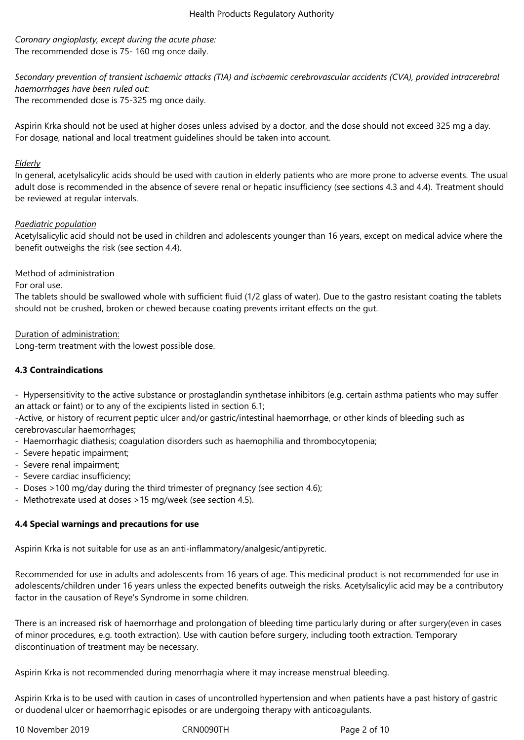*Coronary angioplasty, except during the acute phase:*
The recommended dose is 75- 160 mg once daily.

*Secondary prevention of transient ischaemic attacks (TIA) and ischaemic cerebrovascular accidents (CVA), provided intracerebral haemorrhages have been ruled out:*
The recommended dose is 75-325 mg once daily.

Aspirin Krka should not be used at higher doses unless advised by a doctor, and the dose should not exceed 325 mg a day. For dosage, national and local treatment guidelines should be taken into account.

*Elderly*
In general, acetylsalicylic acids should be used with caution in elderly patients who are more prone to adverse events. The usual adult dose is recommended in the absence of severe renal or hepatic insufficiency (see sections 4.3 and 4.4). Treatment should be reviewed at regular intervals.

*Paediatric population*
Acetylsalicylic acid should not be used in children and adolescents younger than 16 years, except on medical advice where the benefit outweighs the risk (see section 4.4).

Method of administration
For oral use.
The tablets should be swallowed whole with sufficient fluid (1/2 glass of water). Due to the gastro resistant coating the tablets should not be crushed, broken or chewed because coating prevents irritant effects on the gut.

Duration of administration:
Long-term treatment with the lowest possible dose.

**4.3 Contraindications**

- Hypersensitivity to the active substance or prostaglandin synthetase inhibitors (e.g. certain asthma patients who may suffer an attack or faint) or to any of the excipients listed in section 6.1;
- Active, or history of recurrent peptic ulcer and/or gastric/intestinal haemorrhage, or other kinds of bleeding such as cerebrovascular haemorrhages;
- Haemorrhagic diathesis; coagulation disorders such as haemophilia and thrombocytopenia;
- Severe hepatic impairment;
- Severe renal impairment;
- Severe cardiac insufficiency;
- Doses >100 mg/day during the third trimester of pregnancy (see section 4.6);
- Methotrexate used at doses >15 mg/week (see section 4.5).

**4.4 Special warnings and precautions for use**

Aspirin Krka is not suitable for use as an anti-inflammatory/analgesic/antipyretic.

Recommended for use in adults and adolescents from 16 years of age. This medicinal product is not recommended for use in adolescents/children under 16 years unless the expected benefits outweigh the risks. Acetylsalicylic acid may be a contributory factor in the causation of Reye's Syndrome in some children.

There is an increased risk of haemorrhage and prolongation of bleeding time particularly during or after surgery(even in cases of minor procedures, e.g. tooth extraction). Use with caution before surgery, including tooth extraction. Temporary discontinuation of treatment may be necessary.

Aspirin Krka is not recommended during menorrhagia where it may increase menstrual bleeding.

Aspirin Krka is to be used with caution in cases of uncontrolled hypertension and when patients have a past history of gastric or duodenal ulcer or haemorrhagic episodes or are undergoing therapy with anticoagulants.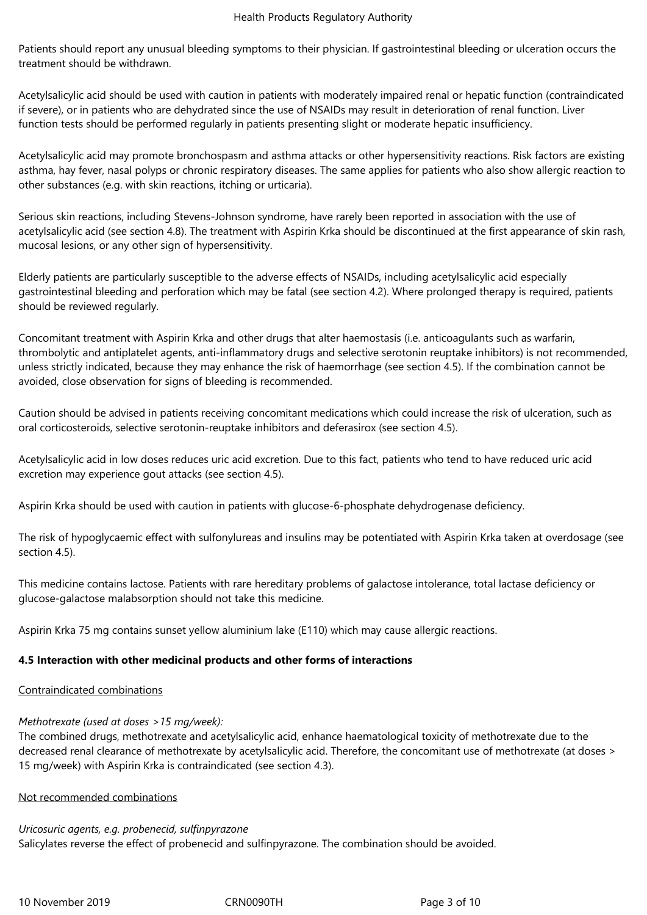Patients should report any unusual bleeding symptoms to their physician. If gastrointestinal bleeding or ulceration occurs the treatment should be withdrawn.

Acetylsalicylic acid should be used with caution in patients with moderately impaired renal or hepatic function (contraindicated if severe), or in patients who are dehydrated since the use of NSAIDs may result in deterioration of renal function. Liver function tests should be performed regularly in patients presenting slight or moderate hepatic insufficiency.

Acetylsalicylic acid may promote bronchospasm and asthma attacks or other hypersensitivity reactions. Risk factors are existing asthma, hay fever, nasal polyps or chronic respiratory diseases. The same applies for patients who also show allergic reaction to other substances (e.g. with skin reactions, itching or urticaria).

Serious skin reactions, including Stevens-Johnson syndrome, have rarely been reported in association with the use of acetylsalicylic acid (see section 4.8). The treatment with Aspirin Krka should be discontinued at the first appearance of skin rash, mucosal lesions, or any other sign of hypersensitivity.

Elderly patients are particularly susceptible to the adverse effects of NSAIDs, including acetylsalicylic acid especially gastrointestinal bleeding and perforation which may be fatal (see section 4.2). Where prolonged therapy is required, patients should be reviewed regularly.

Concomitant treatment with Aspirin Krka and other drugs that alter haemostasis (i.e. anticoagulants such as warfarin, thrombolytic and antiplatelet agents, anti-inflammatory drugs and selective serotonin reuptake inhibitors) is not recommended, unless strictly indicated, because they may enhance the risk of haemorrhage (see section 4.5). If the combination cannot be avoided, close observation for signs of bleeding is recommended.

Caution should be advised in patients receiving concomitant medications which could increase the risk of ulceration, such as oral corticosteroids, selective serotonin-reuptake inhibitors and deferasirox (see section 4.5).

Acetylsalicylic acid in low doses reduces uric acid excretion. Due to this fact, patients who tend to have reduced uric acid excretion may experience gout attacks (see section 4.5).

Aspirin Krka should be used with caution in patients with glucose-6-phosphate dehydrogenase deficiency.

The risk of hypoglycaemic effect with sulfonylureas and insulins may be potentiated with Aspirin Krka taken at overdosage (see section 4.5).

This medicine contains lactose. Patients with rare hereditary problems of galactose intolerance, total lactase deficiency or glucose-galactose malabsorption should not take this medicine.

Aspirin Krka 75 mg contains sunset yellow aluminium lake (E110) which may cause allergic reactions.

**4.5 Interaction with other medicinal products and other forms of interactions**

Contraindicated combinations

*Methotrexate (used at doses >15 mg/week):*
The combined drugs, methotrexate and acetylsalicylic acid, enhance haematological toxicity of methotrexate due to the decreased renal clearance of methotrexate by acetylsalicylic acid. Therefore, the concomitant use of methotrexate (at doses > 15 mg/week) with Aspirin Krka is contraindicated (see section 4.3).

Not recommended combinations

*Uricosuric agents, e.g. probenecid, sulfinpyrazone*
Salicylates reverse the effect of probenecid and sulfinpyrazone. The combination should be avoided.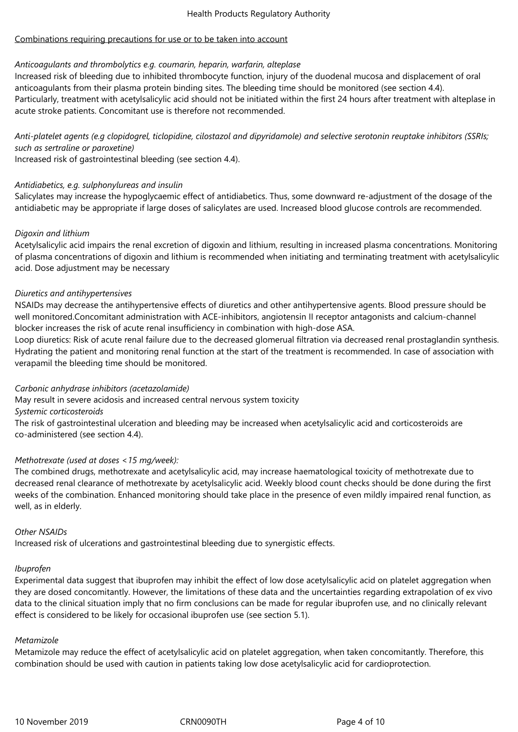Combinations requiring precautions for use or to be taken into account

*Anticoagulants and thrombolytics e.g. coumarin, heparin, warfarin, alteplase*

Increased risk of bleeding due to inhibited thrombocyte function, injury of the duodenal mucosa and displacement of oral anticoagulants from their plasma protein binding sites. The bleeding time should be monitored (see section 4.4). Particularly, treatment with acetylsalicylic acid should not be initiated within the first 24 hours after treatment with alteplase in acute stroke patients. Concomitant use is therefore not recommended.

*Anti-platelet agents (e.g clopidogrel, ticlopidine, cilostazol and dipyridamole) and selective serotonin reuptake inhibitors (SSRIs; such as sertraline or paroxetine)*

Increased risk of gastrointestinal bleeding (see section 4.4).

*Antidiabetics, e.g. sulphonylureas and insulin*

Salicylates may increase the hypoglycaemic effect of antidiabetics. Thus, some downward re-adjustment of the dosage of the antidiabetic may be appropriate if large doses of salicylates are used. Increased blood glucose controls are recommended.

*Digoxin and lithium*

Acetylsalicylic acid impairs the renal excretion of digoxin and lithium, resulting in increased plasma concentrations. Monitoring of plasma concentrations of digoxin and lithium is recommended when initiating and terminating treatment with acetylsalicylic acid. Dose adjustment may be necessary

*Diuretics and antihypertensives*

NSAIDs may decrease the antihypertensive effects of diuretics and other antihypertensive agents. Blood pressure should be well monitored.Concomitant administration with ACE-inhibitors, angiotensin II receptor antagonists and calcium-channel blocker increases the risk of acute renal insufficiency in combination with high-dose ASA.

Loop diuretics: Risk of acute renal failure due to the decreased glomerual filtration via decreased renal prostaglandin synthesis. Hydrating the patient and monitoring renal function at the start of the treatment is recommended. In case of association with verapamil the bleeding time should be monitored.

*Carbonic anhydrase inhibitors (acetazolamide)*

May result in severe acidosis and increased central nervous system toxicity

*Systemic corticosteroids*

The risk of gastrointestinal ulceration and bleeding may be increased when acetylsalicylic acid and corticosteroids are co-administered (see section 4.4).

*Methotrexate (used at doses <15 mg/week):*

The combined drugs, methotrexate and acetylsalicylic acid, may increase haematological toxicity of methotrexate due to decreased renal clearance of methotrexate by acetylsalicylic acid. Weekly blood count checks should be done during the first weeks of the combination. Enhanced monitoring should take place in the presence of even mildly impaired renal function, as well, as in elderly.

*Other NSAIDs*

Increased risk of ulcerations and gastrointestinal bleeding due to synergistic effects.

*Ibuprofen*

Experimental data suggest that ibuprofen may inhibit the effect of low dose acetylsalicylic acid on platelet aggregation when they are dosed concomitantly. However, the limitations of these data and the uncertainties regarding extrapolation of ex vivo data to the clinical situation imply that no firm conclusions can be made for regular ibuprofen use, and no clinically relevant effect is considered to be likely for occasional ibuprofen use (see section 5.1).

*Metamizole*

Metamizole may reduce the effect of acetylsalicylic acid on platelet aggregation, when taken concomitantly. Therefore, this combination should be used with caution in patients taking low dose acetylsalicylic acid for cardioprotection.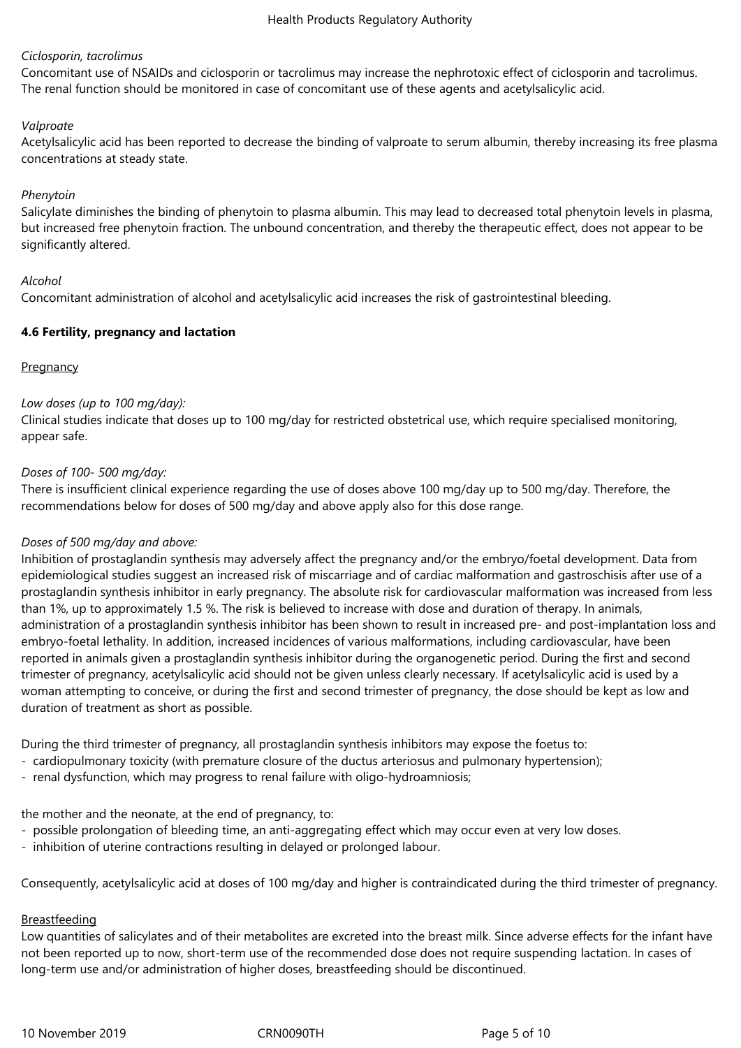*Ciclosporin, tacrolimus*

Concomitant use of NSAIDs and ciclosporin or tacrolimus may increase the nephrotoxic effect of ciclosporin and tacrolimus. The renal function should be monitored in case of concomitant use of these agents and acetylsalicylic acid.

*Valproate*

Acetylsalicylic acid has been reported to decrease the binding of valproate to serum albumin, thereby increasing its free plasma concentrations at steady state.

*Phenytoin*

Salicylate diminishes the binding of phenytoin to plasma albumin. This may lead to decreased total phenytoin levels in plasma, but increased free phenytoin fraction. The unbound concentration, and thereby the therapeutic effect, does not appear to be significantly altered.

*Alcohol*

Concomitant administration of alcohol and acetylsalicylic acid increases the risk of gastrointestinal bleeding.

**4.6 Fertility, pregnancy and lactation**

Pregnancy

*Low doses (up to 100 mg/day):*

Clinical studies indicate that doses up to 100 mg/day for restricted obstetrical use, which require specialised monitoring, appear safe.

*Doses of 100- 500 mg/day:*

There is insufficient clinical experience regarding the use of doses above 100 mg/day up to 500 mg/day. Therefore, the recommendations below for doses of 500 mg/day and above apply also for this dose range.

*Doses of 500 mg/day and above:*

Inhibition of prostaglandin synthesis may adversely affect the pregnancy and/or the embryo/foetal development. Data from epidemiological studies suggest an increased risk of miscarriage and of cardiac malformation and gastroschisis after use of a prostaglandin synthesis inhibitor in early pregnancy. The absolute risk for cardiovascular malformation was increased from less than 1%, up to approximately 1.5 %. The risk is believed to increase with dose and duration of therapy. In animals, administration of a prostaglandin synthesis inhibitor has been shown to result in increased pre- and post-implantation loss and embryo-foetal lethality. In addition, increased incidences of various malformations, including cardiovascular, have been reported in animals given a prostaglandin synthesis inhibitor during the organogenetic period. During the first and second trimester of pregnancy, acetylsalicylic acid should not be given unless clearly necessary. If acetylsalicylic acid is used by a woman attempting to conceive, or during the first and second trimester of pregnancy, the dose should be kept as low and duration of treatment as short as possible.

During the third trimester of pregnancy, all prostaglandin synthesis inhibitors may expose the foetus to:

- cardiopulmonary toxicity (with premature closure of the ductus arteriosus and pulmonary hypertension);
- renal dysfunction, which may progress to renal failure with oligo-hydroamniosis;

the mother and the neonate, at the end of pregnancy, to:

- possible prolongation of bleeding time, an anti-aggregating effect which may occur even at very low doses.
- inhibition of uterine contractions resulting in delayed or prolonged labour.

Consequently, acetylsalicylic acid at doses of 100 mg/day and higher is contraindicated during the third trimester of pregnancy.

Breastfeeding

Low quantities of salicylates and of their metabolites are excreted into the breast milk. Since adverse effects for the infant have not been reported up to now, short-term use of the recommended dose does not require suspending lactation. In cases of long-term use and/or administration of higher doses, breastfeeding should be discontinued.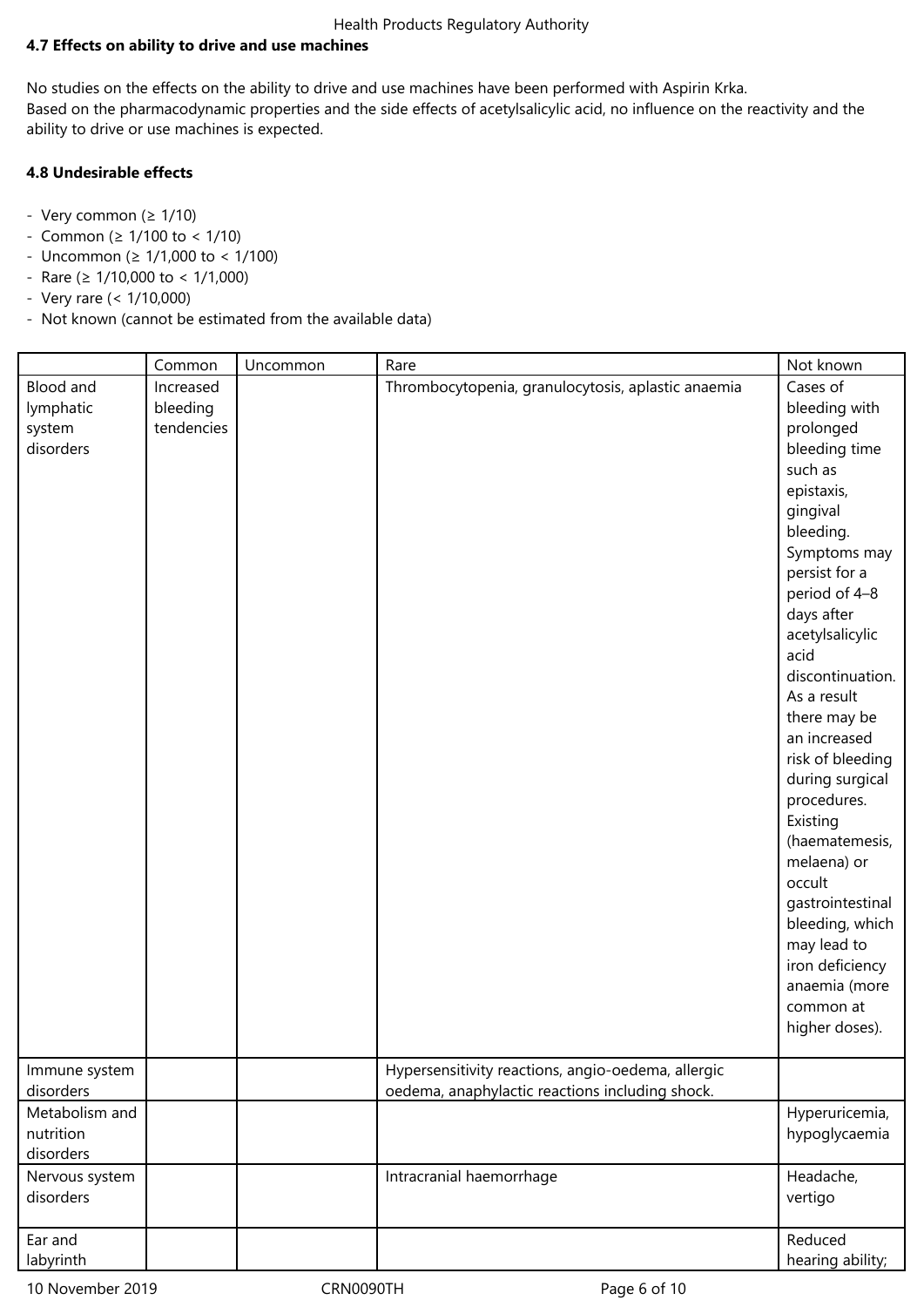**4.7 Effects on ability to drive and use machines**

No studies on the effects on the ability to drive and use machines have been performed with Aspirin Krka.
Based on the pharmacodynamic properties and the side effects of acetylsalicylic acid, no influence on the reactivity and the ability to drive or use machines is expected.

**4.8 Undesirable effects**

- Very common (≥ 1/10)
- Common (≥ 1/100 to < 1/10)
- Uncommon (≥ 1/1,000 to < 1/100)
- Rare (≥ 1/10,000 to < 1/1,000)
- Very rare (< 1/10,000)
- Not known (cannot be estimated from the available data)

| | Common | Uncommon | Rare | Not known |
|---|---|---|---|---|
| Blood and lymphatic system disorders | Increased bleeding tendencies | | Thrombocytopenia, granulocytosis, aplastic anaemia | Cases of bleeding with prolonged bleeding time such as epistaxis, gingival bleeding. Symptoms may persist for a period of 4–8 days after acetylsalicylic acid discontinuation. As a result there may be an increased risk of bleeding during surgical procedures. Existing (haematemesis, melaena) or occult gastrointestinal bleeding, which may lead to iron deficiency anaemia (more common at higher doses). |
| Immune system disorders | | | Hypersensitivity reactions, angio-oedema, allergic oedema, anaphylactic reactions including shock. | |
| Metabolism and nutrition disorders | | | | Hyperuricemia, hypoglycaemia |
| Nervous system disorders | | | Intracranial haemorrhage | Headache, vertigo |
| Ear and labyrinth | | | | Reduced hearing ability; |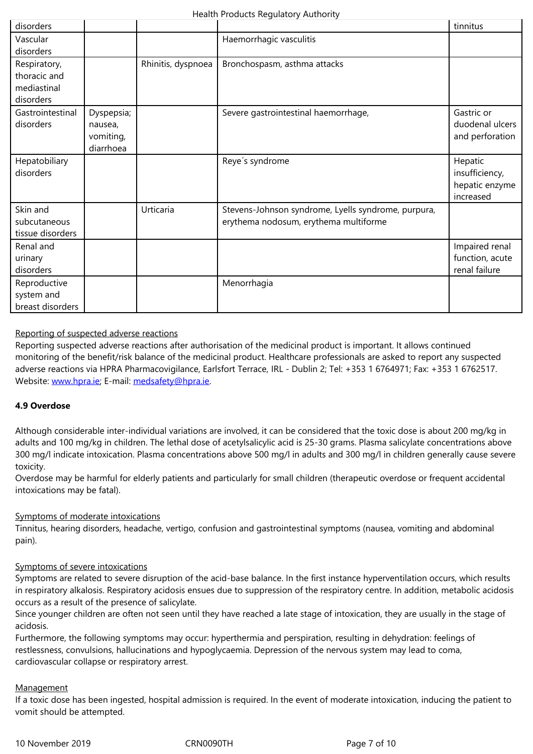| | | | | |
|---|---|---|---|---|
| disorders | | | | tinnitus |
| Vascular disorders | | | Haemorrhagic vasculitis | |
| Respiratory, thoracic and mediastinal disorders | | Rhinitis, dyspnoea | Bronchospasm, asthma attacks | |
| Gastrointestinal disorders | Dyspepsia; nausea, vomiting, diarrhoea | | Severe gastrointestinal haemorrhage, | Gastric or duodenal ulcers and perforation |
| Hepatobiliary disorders | | | Reye´s syndrome | Hepatic insufficiency, hepatic enzyme increased |
| Skin and subcutaneous tissue disorders | | Urticaria | Stevens-Johnson syndrome, Lyells syndrome, purpura, erythema nodosum, erythema multiforme | |
| Renal and urinary disorders | | | | Impaired renal function, acute renal failure |
| Reproductive system and breast disorders | | | Menorrhagia | |

Reporting of suspected adverse reactions

Reporting suspected adverse reactions after authorisation of the medicinal product is important. It allows continued monitoring of the benefit/risk balance of the medicinal product. Healthcare professionals are asked to report any suspected adverse reactions via HPRA Pharmacovigilance, Earlsfort Terrace, IRL - Dublin 2; Tel: +353 1 6764971; Fax: +353 1 6762517. Website: www.hpra.ie; E-mail: medsafety@hpra.ie.

**4.9 Overdose**

Although considerable inter-individual variations are involved, it can be considered that the toxic dose is about 200 mg/kg in adults and 100 mg/kg in children. The lethal dose of acetylsalicylic acid is 25-30 grams. Plasma salicylate concentrations above 300 mg/l indicate intoxication. Plasma concentrations above 500 mg/l in adults and 300 mg/l in children generally cause severe toxicity.

Overdose may be harmful for elderly patients and particularly for small children (therapeutic overdose or frequent accidental intoxications may be fatal).

Symptoms of moderate intoxications

Tinnitus, hearing disorders, headache, vertigo, confusion and gastrointestinal symptoms (nausea, vomiting and abdominal pain).

Symptoms of severe intoxications

Symptoms are related to severe disruption of the acid-base balance. In the first instance hyperventilation occurs, which results in respiratory alkalosis. Respiratory acidosis ensues due to suppression of the respiratory centre. In addition, metabolic acidosis occurs as a result of the presence of salicylate.

Since younger children are often not seen until they have reached a late stage of intoxication, they are usually in the stage of acidosis.

Furthermore, the following symptoms may occur: hyperthermia and perspiration, resulting in dehydration: feelings of restlessness, convulsions, hallucinations and hypoglycaemia. Depression of the nervous system may lead to coma, cardiovascular collapse or respiratory arrest.

Management

If a toxic dose has been ingested, hospital admission is required. In the event of moderate intoxication, inducing the patient to vomit should be attempted.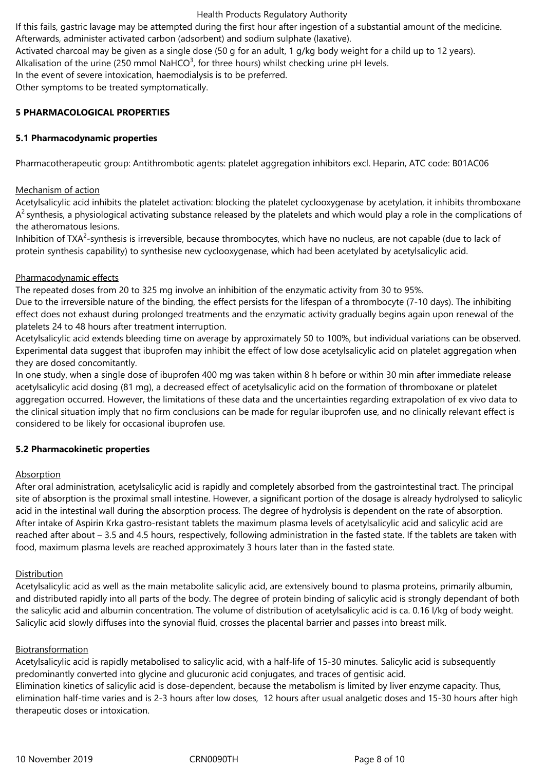If this fails, gastric lavage may be attempted during the first hour after ingestion of a substantial amount of the medicine. Afterwards, administer activated carbon (adsorbent) and sodium sulphate (laxative).
Activated charcoal may be given as a single dose (50 g for an adult, 1 g/kg body weight for a child up to 12 years).
Alkalisation of the urine (250 mmol $NaHCO^3$, for three hours) whilst checking urine pH levels.
In the event of severe intoxication, haemodialysis is to be preferred.
Other symptoms to be treated symptomatically.

## 5 PHARMACOLOGICAL PROPERTIES

### 5.1 Pharmacodynamic properties

Pharmacotherapeutic group: Antithrombotic agents: platelet aggregation inhibitors excl. Heparin, ATC code: B01AC06

Mechanism of action
Acetylsalicylic acid inhibits the platelet activation: blocking the platelet cyclooxygenase by acetylation, it inhibits thromboxane $A^2$ synthesis, a physiological activating substance released by the platelets and which would play a role in the complications of the atheromatous lesions.
Inhibition of $TXA^2$-synthesis is irreversible, because thrombocytes, which have no nucleus, are not capable (due to lack of protein synthesis capability) to synthesise new cyclooxygenase, which had been acetylated by acetylsalicylic acid.

Pharmacodynamic effects
The repeated doses from 20 to 325 mg involve an inhibition of the enzymatic activity from 30 to 95%.
Due to the irreversible nature of the binding, the effect persists for the lifespan of a thrombocyte (7-10 days). The inhibiting effect does not exhaust during prolonged treatments and the enzymatic activity gradually begins again upon renewal of the platelets 24 to 48 hours after treatment interruption.
Acetylsalicylic acid extends bleeding time on average by approximately 50 to 100%, but individual variations can be observed.
Experimental data suggest that ibuprofen may inhibit the effect of low dose acetylsalicylic acid on platelet aggregation when they are dosed concomitantly.
In one study, when a single dose of ibuprofen 400 mg was taken within 8 h before or within 30 min after immediate release acetylsalicylic acid dosing (81 mg), a decreased effect of acetylsalicylic acid on the formation of thromboxane or platelet aggregation occurred. However, the limitations of these data and the uncertainties regarding extrapolation of ex vivo data to the clinical situation imply that no firm conclusions can be made for regular ibuprofen use, and no clinically relevant effect is considered to be likely for occasional ibuprofen use.

### 5.2 Pharmacokinetic properties

Absorption
After oral administration, acetylsalicylic acid is rapidly and completely absorbed from the gastrointestinal tract. The principal site of absorption is the proximal small intestine. However, a significant portion of the dosage is already hydrolysed to salicylic acid in the intestinal wall during the absorption process. The degree of hydrolysis is dependent on the rate of absorption.
After intake of Aspirin Krka gastro-resistant tablets the maximum plasma levels of acetylsalicylic acid and salicylic acid are reached after about – 3.5 and 4.5 hours, respectively, following administration in the fasted state. If the tablets are taken with food, maximum plasma levels are reached approximately 3 hours later than in the fasted state.

Distribution
Acetylsalicylic acid as well as the main metabolite salicylic acid, are extensively bound to plasma proteins, primarily albumin, and distributed rapidly into all parts of the body. The degree of protein binding of salicylic acid is strongly dependant of both the salicylic acid and albumin concentration. The volume of distribution of acetylsalicylic acid is ca. 0.16 l/kg of body weight.
Salicylic acid slowly diffuses into the synovial fluid, crosses the placental barrier and passes into breast milk.

Biotransformation
Acetylsalicylic acid is rapidly metabolised to salicylic acid, with a half-life of 15-30 minutes. Salicylic acid is subsequently predominantly converted into glycine and glucuronic acid conjugates, and traces of gentisic acid.
Elimination kinetics of salicylic acid is dose-dependent, because the metabolism is limited by liver enzyme capacity. Thus, elimination half-time varies and is 2-3 hours after low doses, 12 hours after usual analgetic doses and 15-30 hours after high therapeutic doses or intoxication.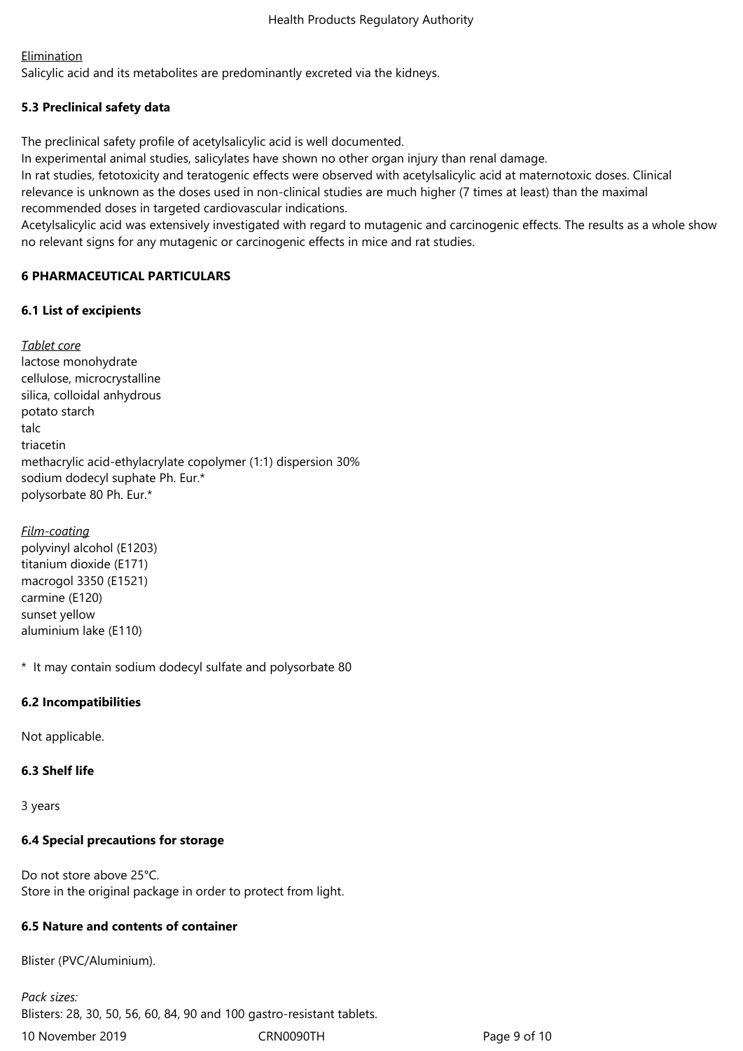Elimination

Salicylic acid and its metabolites are predominantly excreted via the kidneys.

### 5.3 Preclinical safety data

The preclinical safety profile of acetylsalicylic acid is well documented.

In experimental animal studies, salicylates have shown no other organ injury than renal damage.

In rat studies, fetotoxicity and teratogenic effects were observed with acetylsalicylic acid at maternotoxic doses. Clinical relevance is unknown as the doses used in non-clinical studies are much higher (7 times at least) than the maximal recommended doses in targeted cardiovascular indications.

Acetylsalicylic acid was extensively investigated with regard to mutagenic and carcinogenic effects. The results as a whole show no relevant signs for any mutagenic or carcinogenic effects in mice and rat studies.

## 6 PHARMACEUTICAL PARTICULARS

### 6.1 List of excipients

*Tablet core*

lactose monohydrate
cellulose, microcrystalline
silica, colloidal anhydrous
potato starch
talc
triacetin
methacrylic acid-ethylacrylate copolymer (1:1) dispersion 30%
sodium dodecyl suphate Ph. Eur.*
polysorbate 80 Ph. Eur.*

*Film-coating*

polyvinyl alcohol (E1203)
titanium dioxide (E171)
macrogol 3350 (E1521)
carmine (E120)
sunset yellow
aluminium lake (E110)

\* It may contain sodium dodecyl sulfate and polysorbate 80

### 6.2 Incompatibilities

Not applicable.

### 6.3 Shelf life

3 years

### 6.4 Special precautions for storage

Do not store above 25°C.

Store in the original package in order to protect from light.

### 6.5 Nature and contents of container

Blister (PVC/Aluminium).

*Pack sizes:*

Blisters: 28, 30, 50, 56, 60, 84, 90 and 100 gastro-resistant tablets.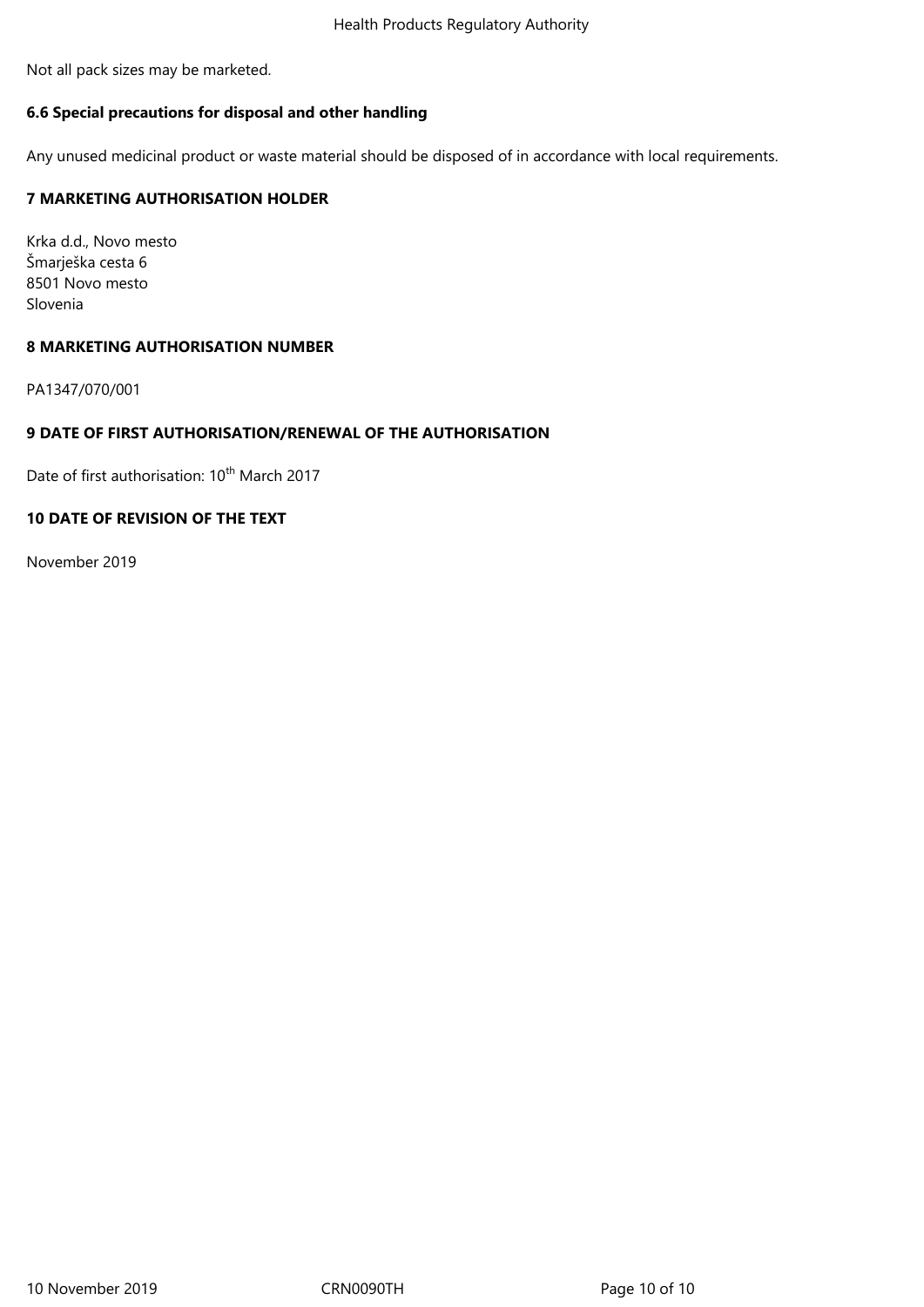Not all pack sizes may be marketed.

### 6.6 Special precautions for disposal and other handling

Any unused medicinal product or waste material should be disposed of in accordance with local requirements.

## 7 MARKETING AUTHORISATION HOLDER

Krka d.d., Novo mesto
Šmarješka cesta 6
8501 Novo mesto
Slovenia

## 8 MARKETING AUTHORISATION NUMBER

PA1347/070/001

## 9 DATE OF FIRST AUTHORISATION/RENEWAL OF THE AUTHORISATION

Date of first authorisation: 10th March 2017

## 10 DATE OF REVISION OF THE TEXT

November 2019